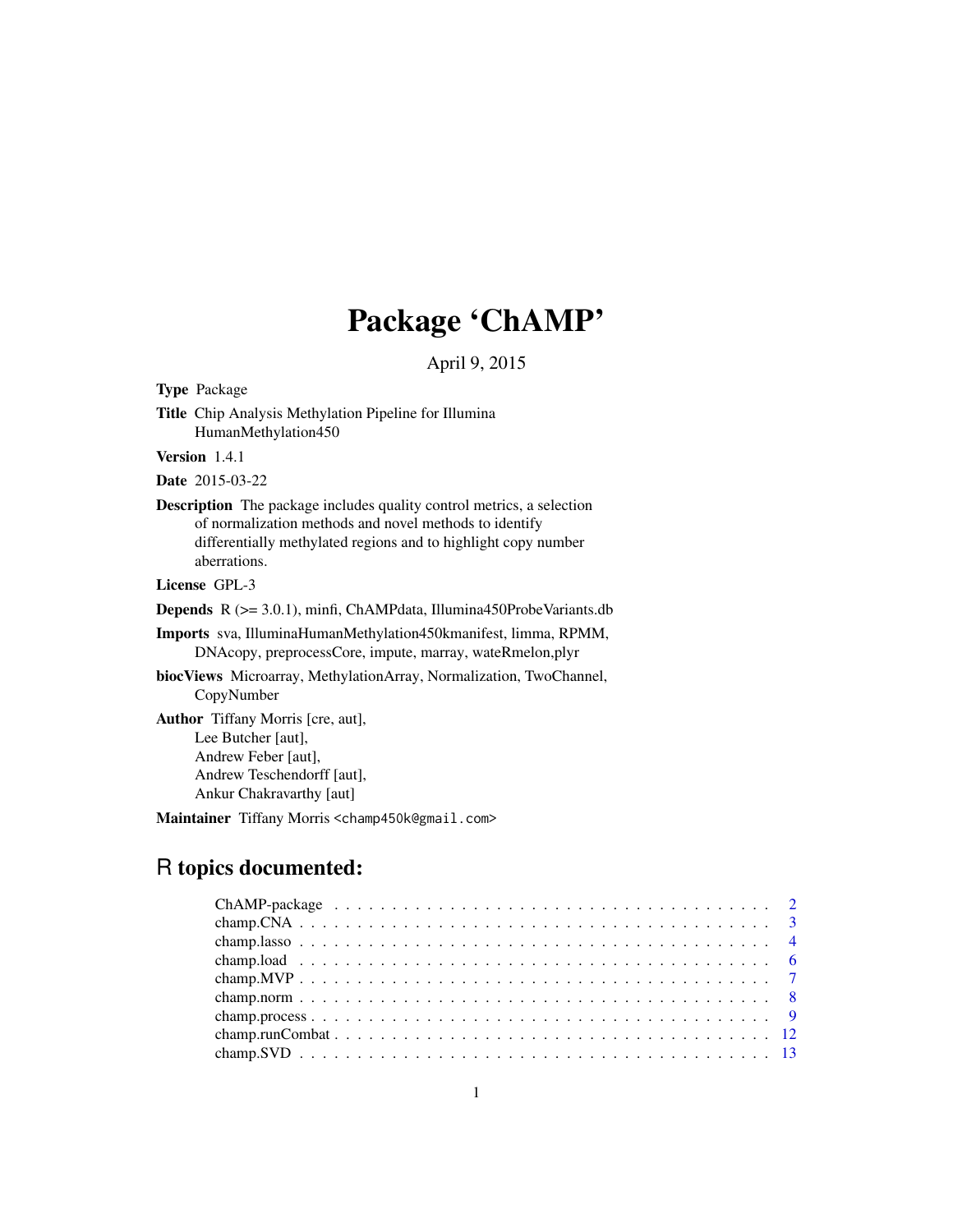# Package 'ChAMP'

April 9, 2015

**Type** Package

**Title** Chip Analysis Methylation Pipeline for Illumina HumanMethylation450

**Version** 1.4.1

**Date** 2015-03-22

**Description** The package includes quality control metrics, a selection of normalization methods and novel methods to identify differentially methylated regions and to highlight copy number aberrations.

**License** GPL-3

**Depends** R (>= 3.0.1), minfi, ChAMPdata, Illumina450ProbeVariants.db

**Imports** sva, IlluminaHumanMethylation450kmanifest, limma, RPMM, DNAcopy, preprocessCore, impute, marray, wateRmelon,plyr

**biocViews** Microarray, MethylationArray, Normalization, TwoChannel, CopyNumber

**Author** Tiffany Morris [cre, aut],
Lee Butcher [aut],
Andrew Feber [aut],
Andrew Teschendorff [aut],
Ankur Chakravarthy [aut]

**Maintainer** Tiffany Morris <champ450k@gmail.com>

## R topics documented:

- ChAMP-package . . . . . . . . . . . . . . . . . . . . . . . . . . . . . . . . . . . . . . . 2
- champ.CNA . . . . . . . . . . . . . . . . . . . . . . . . . . . . . . . . . . . . . . . . . 3
- champ.lasso . . . . . . . . . . . . . . . . . . . . . . . . . . . . . . . . . . . . . . . . . 4
- champ.load . . . . . . . . . . . . . . . . . . . . . . . . . . . . . . . . . . . . . . . . . 6
- champ.MVP . . . . . . . . . . . . . . . . . . . . . . . . . . . . . . . . . . . . . . . . . 7
- champ.norm . . . . . . . . . . . . . . . . . . . . . . . . . . . . . . . . . . . . . . . . . 8
- champ.process . . . . . . . . . . . . . . . . . . . . . . . . . . . . . . . . . . . . . . . . 9
- champ.runCombat . . . . . . . . . . . . . . . . . . . . . . . . . . . . . . . . . . . . . . 12
- champ.SVD . . . . . . . . . . . . . . . . . . . . . . . . . . . . . . . . . . . . . . . . . 13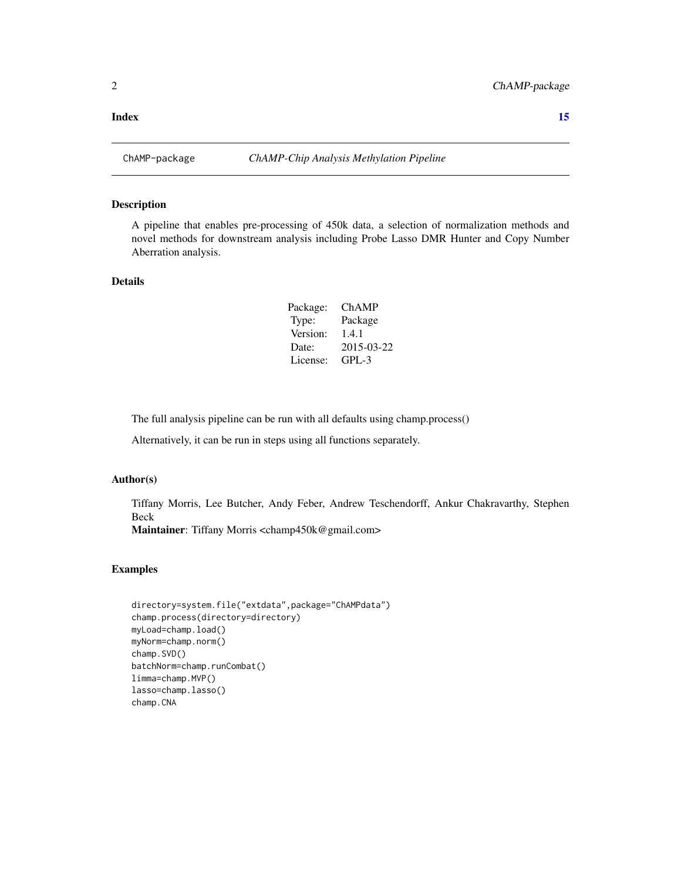**Index** **15**

---

ChAMP-package &nbsp;&nbsp;&nbsp;&nbsp; *ChAMP-Chip Analysis Methylation Pipeline*

---

## Description

A pipeline that enables pre-processing of 450k data, a selection of normalization methods and novel methods for downstream analysis including Probe Lasso DMR Hunter and Copy Number Aberration analysis.

## Details

| | |
|---|---|
| Package: | ChAMP |
| Type: | Package |
| Version: | 1.4.1 |
| Date: | 2015-03-22 |
| License: | GPL-3 |

The full analysis pipeline can be run with all defaults using champ.process()

Alternatively, it can be run in steps using all functions separately.

## Author(s)

Tiffany Morris, Lee Butcher, Andy Feber, Andrew Teschendorff, Ankur Chakravarthy, Stephen Beck

**Maintainer**: Tiffany Morris <champ450k@gmail.com>

## Examples

```
directory=system.file("extdata",package="ChAMPdata")
champ.process(directory=directory)
myLoad=champ.load()
myNorm=champ.norm()
champ.SVD()
batchNorm=champ.runCombat()
limma=champ.MVP()
lasso=champ.lasso()
champ.CNA
```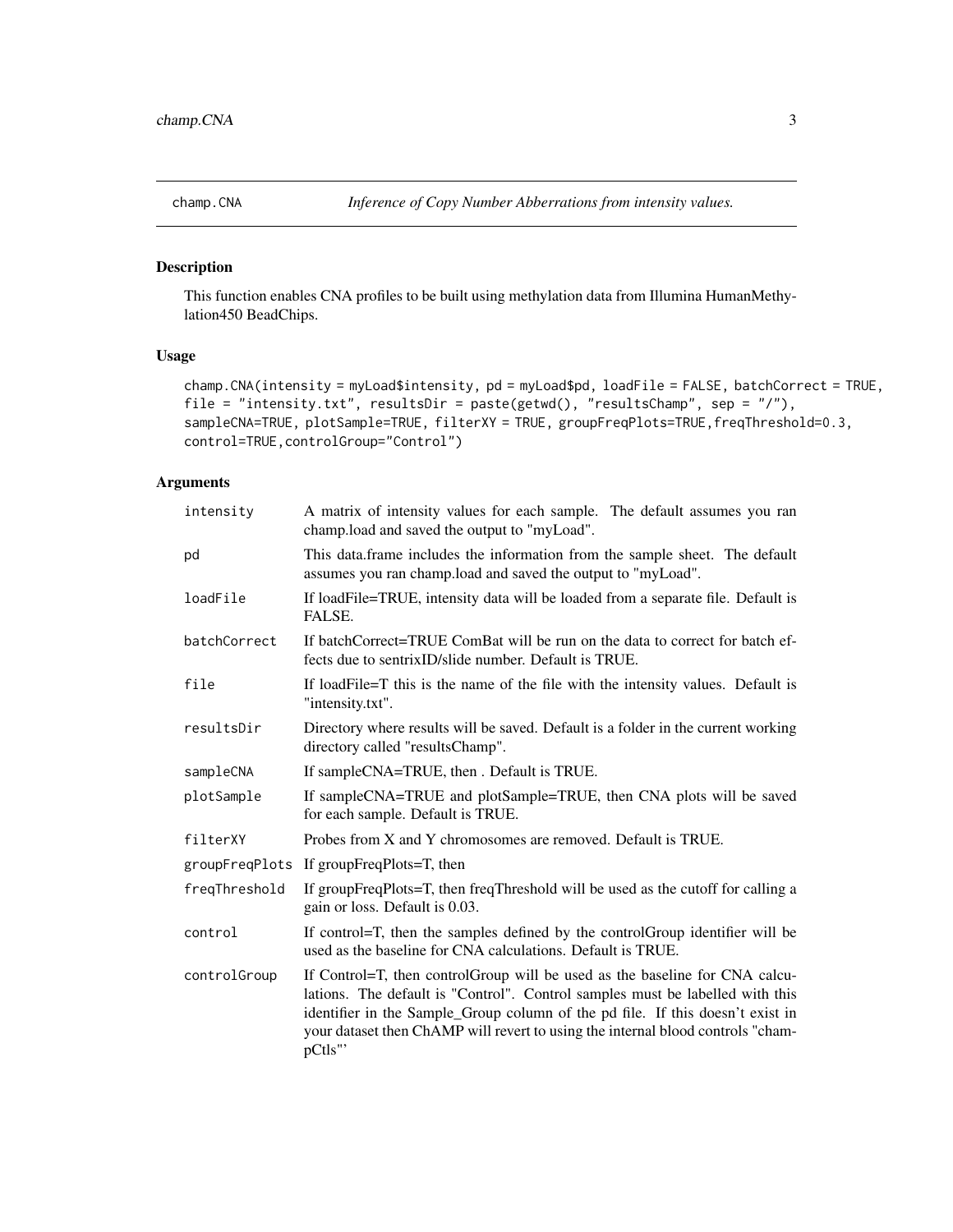## champ.CNA — *Inference of Copy Number Abberrations from intensity values.*

### Description

This function enables CNA profiles to be built using methylation data from Illumina HumanMethylation450 BeadChips.

### Usage

```
champ.CNA(intensity = myLoad$intensity, pd = myLoad$pd, loadFile = FALSE, batchCorrect = TRUE,
file = "intensity.txt", resultsDir = paste(getwd(), "resultsChamp", sep = "/"),
sampleCNA=TRUE, plotSample=TRUE, filterXY = TRUE, groupFreqPlots=TRUE,freqThreshold=0.3,
control=TRUE,controlGroup="Control")
```

### Arguments

| | |
|---|---|
| `intensity` | A matrix of intensity values for each sample. The default assumes you ran champ.load and saved the output to "myLoad". |
| `pd` | This data.frame includes the information from the sample sheet. The default assumes you ran champ.load and saved the output to "myLoad". |
| `loadFile` | If loadFile=TRUE, intensity data will be loaded from a separate file. Default is FALSE. |
| `batchCorrect` | If batchCorrect=TRUE ComBat will be run on the data to correct for batch effects due to sentrixID/slide number. Default is TRUE. |
| `file` | If loadFile=T this is the name of the file with the intensity values. Default is "intensity.txt". |
| `resultsDir` | Directory where results will be saved. Default is a folder in the current working directory called "resultsChamp". |
| `sampleCNA` | If sampleCNA=TRUE, then . Default is TRUE. |
| `plotSample` | If sampleCNA=TRUE and plotSample=TRUE, then CNA plots will be saved for each sample. Default is TRUE. |
| `filterXY` | Probes from X and Y chromosomes are removed. Default is TRUE. |
| `groupFreqPlots` | If groupFreqPlots=T, then |
| `freqThreshold` | If groupFreqPlots=T, then freqThreshold will be used as the cutoff for calling a gain or loss. Default is 0.03. |
| `control` | If control=T, then the samples defined by the controlGroup identifier will be used as the baseline for CNA calculations. Default is TRUE. |
| `controlGroup` | If Control=T, then controlGroup will be used as the baseline for CNA calculations. The default is "Control". Control samples must be labelled with this identifier in the Sample_Group column of the pd file. If this doesn't exist in your dataset then ChAMP will revert to using the internal blood controls "champCtls"' |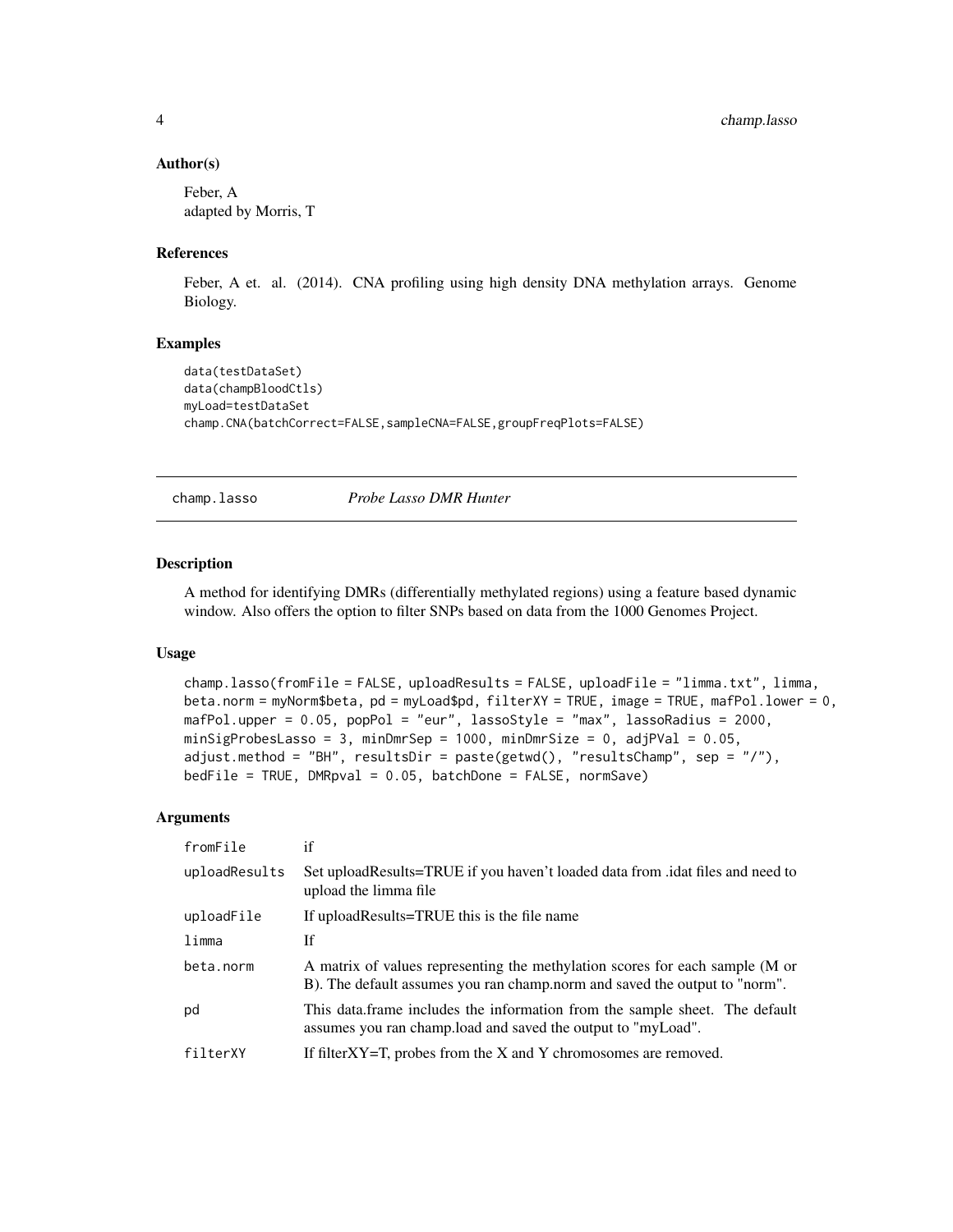### Author(s)

Feber, A
adapted by Morris, T

### References

Feber, A et. al. (2014). CNA profiling using high density DNA methylation arrays. Genome Biology.

### Examples

```
data(testDataSet)
data(champBloodCtls)
myLoad=testDataSet
champ.CNA(batchCorrect=FALSE,sampleCNA=FALSE,groupFreqPlots=FALSE)
```

## champ.lasso *Probe Lasso DMR Hunter*

### Description

A method for identifying DMRs (differentially methylated regions) using a feature based dynamic window. Also offers the option to filter SNPs based on data from the 1000 Genomes Project.

### Usage

```
champ.lasso(fromFile = FALSE, uploadResults = FALSE, uploadFile = "limma.txt", limma,
beta.norm = myNorm$beta, pd = myLoad$pd, filterXY = TRUE, image = TRUE, mafPol.lower = 0,
mafPol.upper = 0.05, popPol = "eur", lassoStyle = "max", lassoRadius = 2000,
minSigProbesLasso = 3, minDmrSep = 1000, minDmrSize = 0, adjPVal = 0.05,
adjust.method = "BH", resultsDir = paste(getwd(), "resultsChamp", sep = "/"),
bedFile = TRUE, DMRpval = 0.05, batchDone = FALSE, normSave)
```

### Arguments

| | |
|---|---|
| fromFile | if |
| uploadResults | Set uploadResults=TRUE if you haven't loaded data from .idat files and need to upload the limma file |
| uploadFile | If uploadResults=TRUE this is the file name |
| limma | If |
| beta.norm | A matrix of values representing the methylation scores for each sample (M or B). The default assumes you ran champ.norm and saved the output to "norm". |
| pd | This data.frame includes the information from the sample sheet. The default assumes you ran champ.load and saved the output to "myLoad". |
| filterXY | If filterXY=T, probes from the X and Y chromosomes are removed. |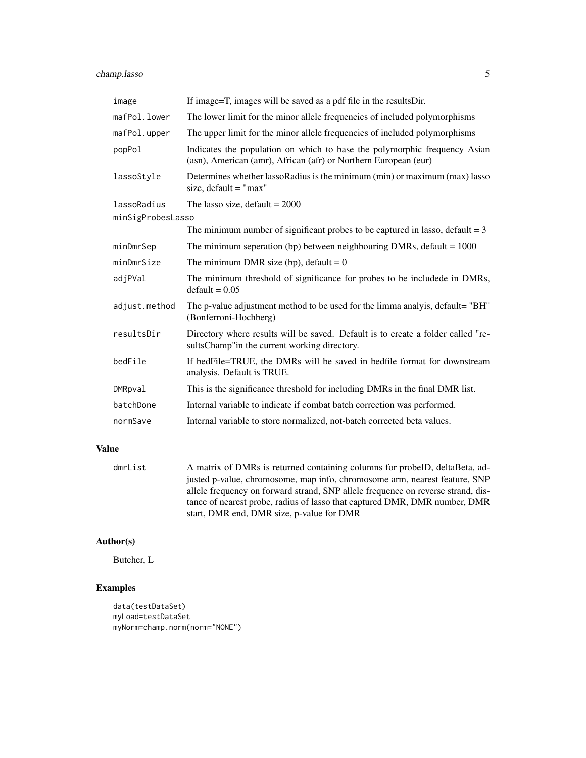| | |
|---|---|
| `image` | If image=T, images will be saved as a pdf file in the resultsDir. |
| `mafPol.lower` | The lower limit for the minor allele frequencies of included polymorphisms |
| `mafPol.upper` | The upper limit for the minor allele frequencies of included polymorphisms |
| `popPol` | Indicates the population on which to base the polymorphic frequency Asian (asn), American (amr), African (afr) or Northern European (eur) |
| `lassoStyle` | Determines whether lassoRadius is the minimum (min) or maximum (max) lasso size, default = "max" |
| `lassoRadius` | The lasso size, default = 2000 |
| `minSigProbesLasso` | The minimum number of significant probes to be captured in lasso, default = 3 |
| `minDmrSep` | The minimum seperation (bp) between neighbouring DMRs, default = 1000 |
| `minDmrSize` | The minimum DMR size (bp), default = 0 |
| `adjPVal` | The minimum threshold of significance for probes to be includede in DMRs, default = 0.05 |
| `adjust.method` | The p-value adjustment method to be used for the limma analyis, default= "BH" (Bonferroni-Hochberg) |
| `resultsDir` | Directory where results will be saved. Default is to create a folder called "resultsChamp"in the current working directory. |
| `bedFile` | If bedFile=TRUE, the DMRs will be saved in bedfile format for downstream analysis. Default is TRUE. |
| `DMRpval` | This is the significance threshold for including DMRs in the final DMR list. |
| `batchDone` | Internal variable to indicate if combat batch correction was performed. |
| `normSave` | Internal variable to store normalized, not-batch corrected beta values. |

## Value

| | |
|---|---|
| `dmrList` | A matrix of DMRs is returned containing columns for probeID, deltaBeta, adjusted p-value, chromosome, map info, chromosome arm, nearest feature, SNP allele frequency on forward strand, SNP allele frequence on reverse strand, distance of nearest probe, radius of lasso that captured DMR, DMR number, DMR start, DMR end, DMR size, p-value for DMR |

## Author(s)

Butcher, L

## Examples

```
data(testDataSet)
myLoad=testDataSet
myNorm=champ.norm(norm="NONE")
```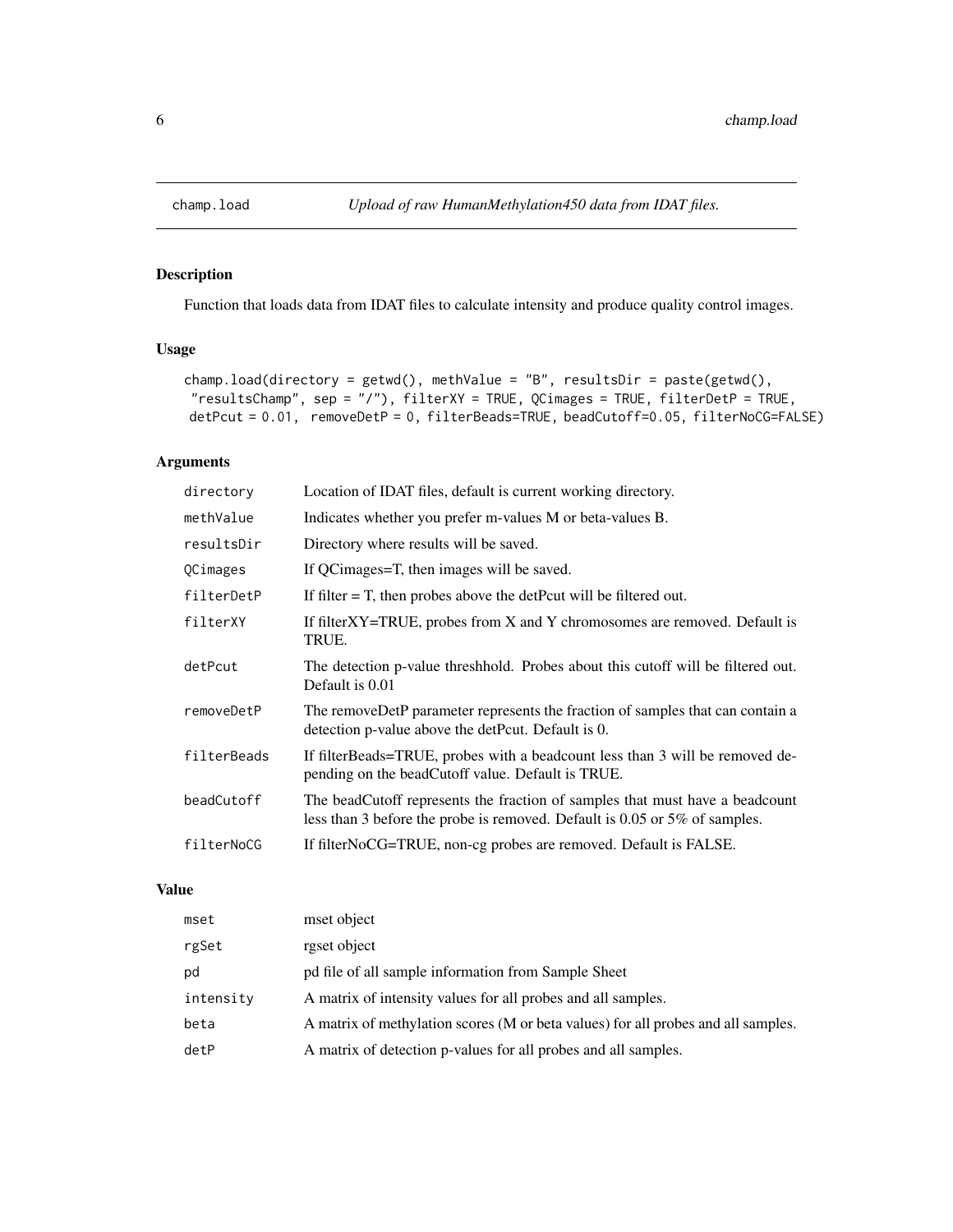# champ.load — *Upload of raw HumanMethylation450 data from IDAT files.*

## Description

Function that loads data from IDAT files to calculate intensity and produce quality control images.

## Usage

```
champ.load(directory = getwd(), methValue = "B", resultsDir = paste(getwd(),
 "resultsChamp", sep = "/"), filterXY = TRUE, QCimages = TRUE, filterDetP = TRUE,
 detPcut = 0.01,  removeDetP = 0, filterBeads=TRUE, beadCutoff=0.05, filterNoCG=FALSE)
```

## Arguments

| | |
|---|---|
| directory | Location of IDAT files, default is current working directory. |
| methValue | Indicates whether you prefer m-values M or beta-values B. |
| resultsDir | Directory where results will be saved. |
| QCimages | If QCimages=T, then images will be saved. |
| filterDetP | If filter = T, then probes above the detPcut will be filtered out. |
| filterXY | If filterXY=TRUE, probes from X and Y chromosomes are removed. Default is TRUE. |
| detPcut | The detection p-value threshhold. Probes about this cutoff will be filtered out. Default is 0.01 |
| removeDetP | The removeDetP parameter represents the fraction of samples that can contain a detection p-value above the detPcut. Default is 0. |
| filterBeads | If filterBeads=TRUE, probes with a beadcount less than 3 will be removed depending on the beadCutoff value. Default is TRUE. |
| beadCutoff | The beadCutoff represents the fraction of samples that must have a beadcount less than 3 before the probe is removed. Default is 0.05 or 5% of samples. |
| filterNoCG | If filterNoCG=TRUE, non-cg probes are removed. Default is FALSE. |

## Value

| | |
|---|---|
| mset | mset object |
| rgSet | rgset object |
| pd | pd file of all sample information from Sample Sheet |
| intensity | A matrix of intensity values for all probes and all samples. |
| beta | A matrix of methylation scores (M or beta values) for all probes and all samples. |
| detP | A matrix of detection p-values for all probes and all samples. |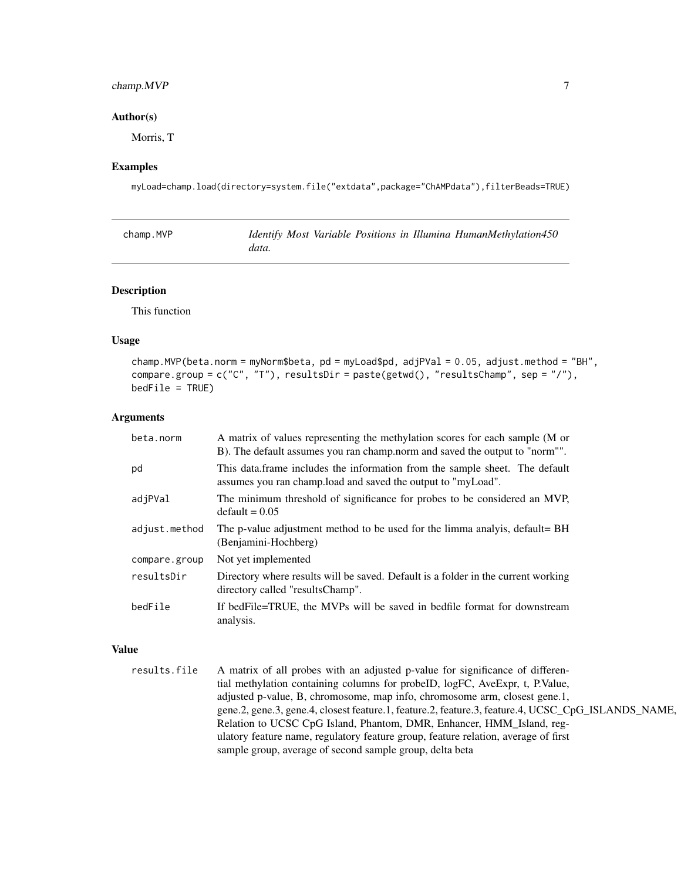## Author(s)

Morris, T

## Examples

```
myLoad=champ.load(directory=system.file("extdata",package="ChAMPdata"),filterBeads=TRUE)
```

---

# champ.MVP — *Identify Most Variable Positions in Illumina HumanMethylation450 data.*

## Description

This function

## Usage

```
champ.MVP(beta.norm = myNorm$beta, pd = myLoad$pd, adjPVal = 0.05, adjust.method = "BH",
compare.group = c("C", "T"), resultsDir = paste(getwd(), "resultsChamp", sep = "/"),
bedFile = TRUE)
```

## Arguments

| | |
|---|---|
| beta.norm | A matrix of values representing the methylation scores for each sample (M or B). The default assumes you ran champ.norm and saved the output to "norm"". |
| pd | This data.frame includes the information from the sample sheet. The default assumes you ran champ.load and saved the output to "myLoad". |
| adjPVal | The minimum threshold of significance for probes to be considered an MVP, default = 0.05 |
| adjust.method | The p-value adjustment method to be used for the limma analyis, default= BH (Benjamini-Hochberg) |
| compare.group | Not yet implemented |
| resultsDir | Directory where results will be saved. Default is a folder in the current working directory called "resultsChamp". |
| bedFile | If bedFile=TRUE, the MVPs will be saved in bedfile format for downstream analysis. |

## Value

| | |
|---|---|
| results.file | A matrix of all probes with an adjusted p-value for significance of differential methylation containing columns for probeID, logFC, AveExpr, t, P.Value, adjusted p-value, B, chromosome, map info, chromosome arm, closest gene.1, gene.2, gene.3, gene.4, closest feature.1, feature.2, feature.3, feature.4, UCSC_CpG_ISLANDS_NAME, Relation to UCSC CpG Island, Phantom, DMR, Enhancer, HMM_Island, regulatory feature name, regulatory feature group, feature relation, average of first sample group, average of second sample group, delta beta |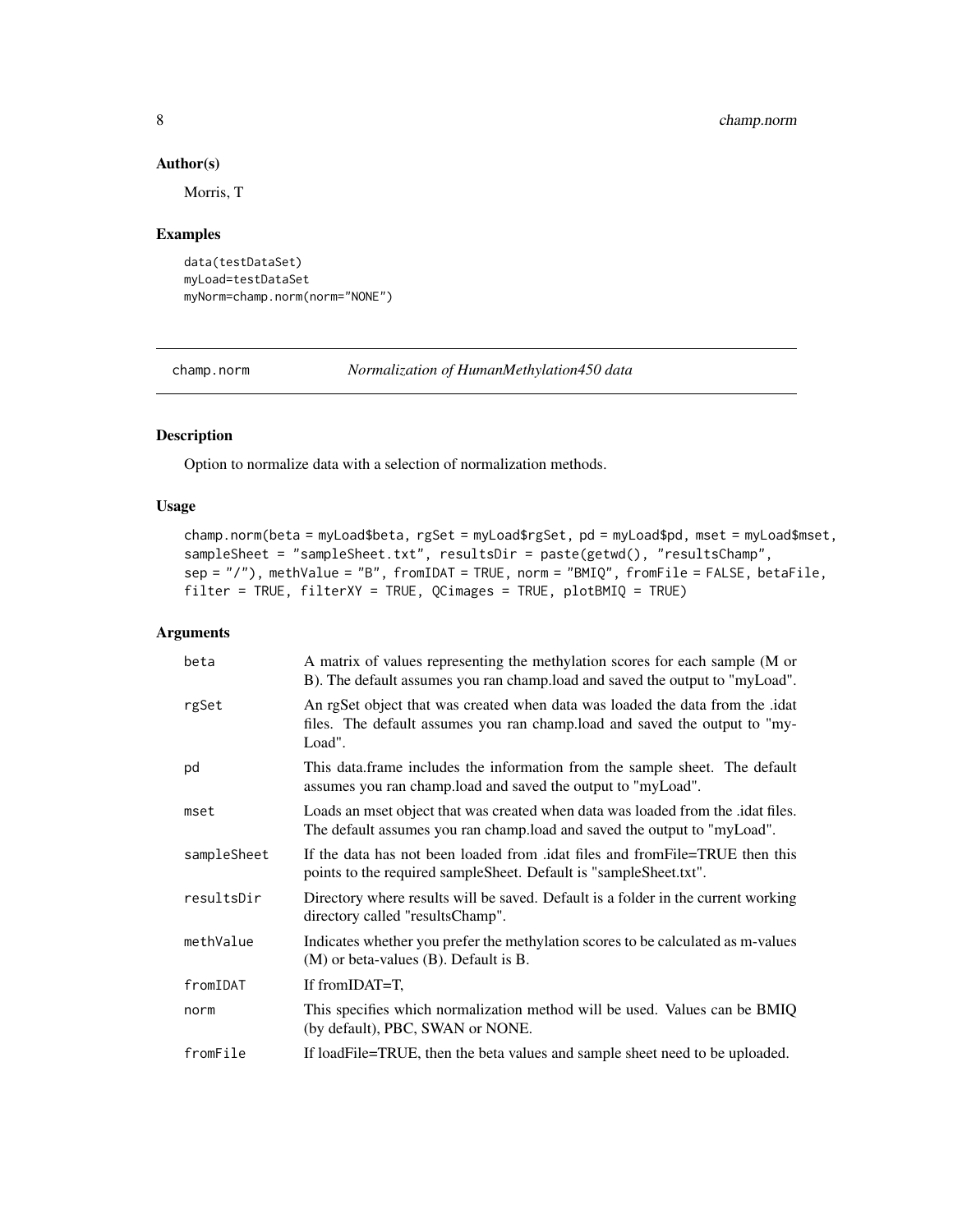## Author(s)

Morris, T

## Examples

```
data(testDataSet)
myLoad=testDataSet
myNorm=champ.norm(norm="NONE")
```

---

champ.norm *Normalization of HumanMethylation450 data*

---

## Description

Option to normalize data with a selection of normalization methods.

## Usage

```
champ.norm(beta = myLoad$beta, rgSet = myLoad$rgSet, pd = myLoad$pd, mset = myLoad$mset,
sampleSheet = "sampleSheet.txt", resultsDir = paste(getwd(), "resultsChamp",
sep = "/"), methValue = "B", fromIDAT = TRUE, norm = "BMIQ", fromFile = FALSE, betaFile,
filter = TRUE, filterXY = TRUE, QCimages = TRUE, plotBMIQ = TRUE)
```

## Arguments

| | |
|---|---|
| beta | A matrix of values representing the methylation scores for each sample (M or B). The default assumes you ran champ.load and saved the output to "myLoad". |
| rgSet | An rgSet object that was created when data was loaded the data from the .idat files. The default assumes you ran champ.load and saved the output to "myLoad". |
| pd | This data.frame includes the information from the sample sheet. The default assumes you ran champ.load and saved the output to "myLoad". |
| mset | Loads an mset object that was created when data was loaded from the .idat files. The default assumes you ran champ.load and saved the output to "myLoad". |
| sampleSheet | If the data has not been loaded from .idat files and fromFile=TRUE then this points to the required sampleSheet. Default is "sampleSheet.txt". |
| resultsDir | Directory where results will be saved. Default is a folder in the current working directory called "resultsChamp". |
| methValue | Indicates whether you prefer the methylation scores to be calculated as m-values (M) or beta-values (B). Default is B. |
| fromIDAT | If fromIDAT=T, |
| norm | This specifies which normalization method will be used. Values can be BMIQ (by default), PBC, SWAN or NONE. |
| fromFile | If loadFile=TRUE, then the beta values and sample sheet need to be uploaded. |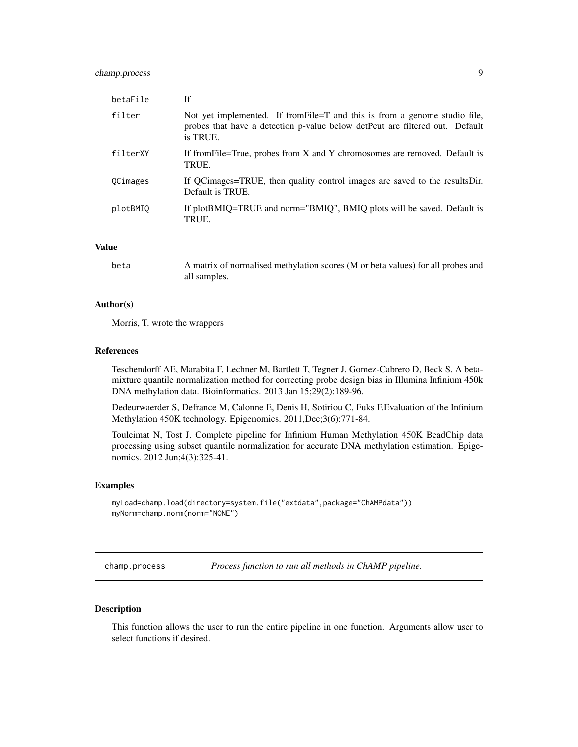| | |
|---|---|
| betaFile | If |
| filter | Not yet implemented. If fromFile=T and this is from a genome studio file, probes that have a detection p-value below detPcut are filtered out. Default is TRUE. |
| filterXY | If fromFile=True, probes from X and Y chromosomes are removed. Default is TRUE. |
| QCimages | If QCimages=TRUE, then quality control images are saved to the resultsDir. Default is TRUE. |
| plotBMIQ | If plotBMIQ=TRUE and norm="BMIQ", BMIQ plots will be saved. Default is TRUE. |

### Value

| | |
|---|---|
| beta | A matrix of normalised methylation scores (M or beta values) for all probes and all samples. |

### Author(s)

Morris, T. wrote the wrappers

### References

Teschendorff AE, Marabita F, Lechner M, Bartlett T, Tegner J, Gomez-Cabrero D, Beck S. A beta-mixture quantile normalization method for correcting probe design bias in Illumina Infinium 450k DNA methylation data. Bioinformatics. 2013 Jan 15;29(2):189-96.

Dedeurwaerder S, Defrance M, Calonne E, Denis H, Sotiriou C, Fuks F.Evaluation of the Infinium Methylation 450K technology. Epigenomics. 2011,Dec;3(6):771-84.

Touleimat N, Tost J. Complete pipeline for Infinium Human Methylation 450K BeadChip data processing using subset quantile normalization for accurate DNA methylation estimation. Epigenomics. 2012 Jun;4(3):325-41.

### Examples

```
myLoad=champ.load(directory=system.file("extdata",package="ChAMPdata"))
myNorm=champ.norm(norm="NONE")
```

---

## champ.process — *Process function to run all methods in ChAMP pipeline.*

---

### Description

This function allows the user to run the entire pipeline in one function. Arguments allow user to select functions if desired.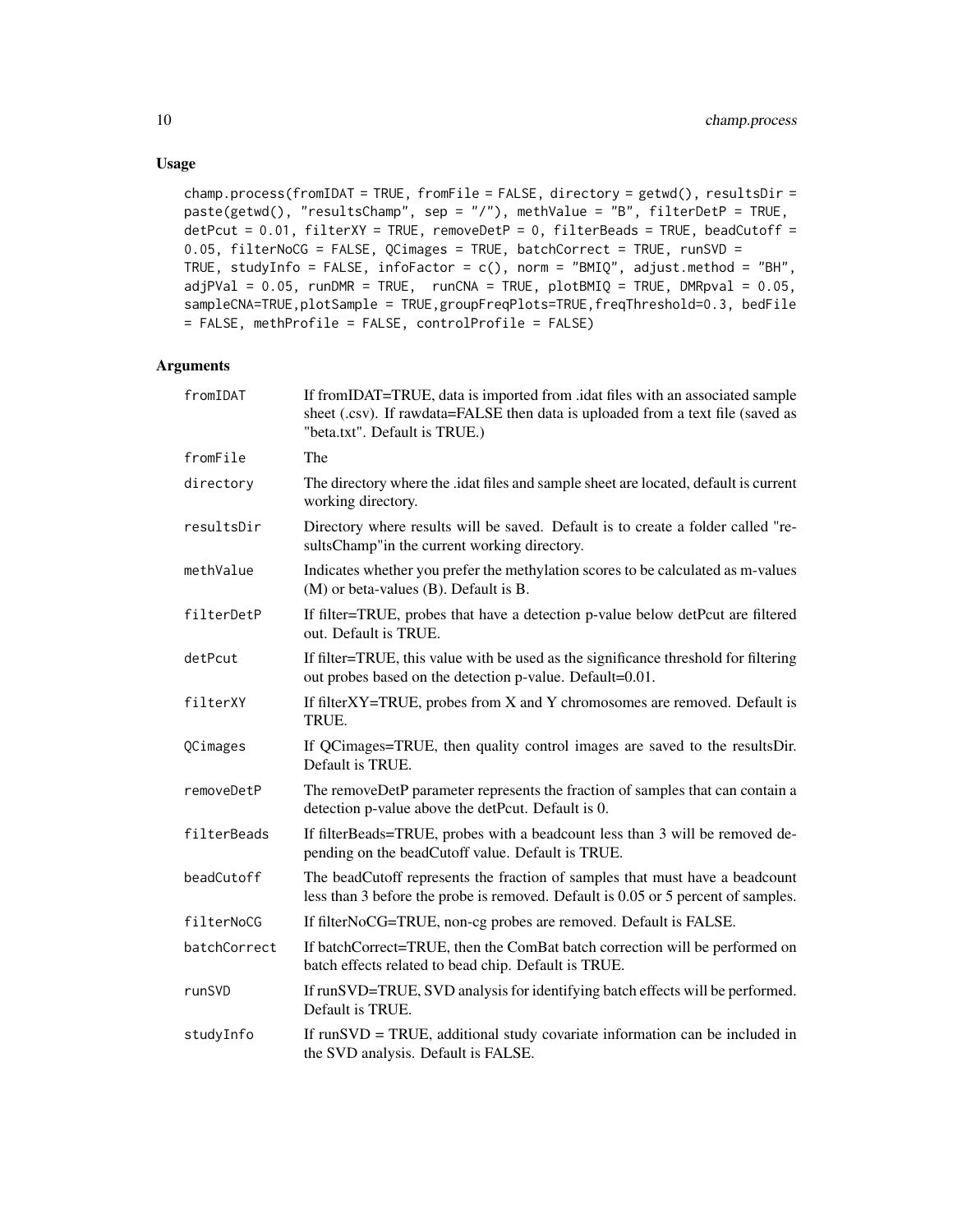## Usage

```
champ.process(fromIDAT = TRUE, fromFile = FALSE, directory = getwd(), resultsDir =
paste(getwd(), "resultsChamp", sep = "/"), methValue = "B", filterDetP = TRUE,
detPcut = 0.01, filterXY = TRUE, removeDetP = 0, filterBeads = TRUE, beadCutoff =
0.05, filterNoCG = FALSE, QCimages = TRUE, batchCorrect = TRUE, runSVD =
TRUE, studyInfo = FALSE, infoFactor = c(), norm = "BMIQ", adjust.method = "BH",
adjPVal = 0.05, runDMR = TRUE,  runCNA = TRUE, plotBMIQ = TRUE, DMRpval = 0.05,
sampleCNA=TRUE,plotSample = TRUE,groupFreqPlots=TRUE,freqThreshold=0.3, bedFile
= FALSE, methProfile = FALSE, controlProfile = FALSE)
```

## Arguments

| | |
|---|---|
| `fromIDAT` | If fromIDAT=TRUE, data is imported from .idat files with an associated sample sheet (.csv). If rawdata=FALSE then data is uploaded from a text file (saved as "beta.txt". Default is TRUE.) |
| `fromFile` | The |
| `directory` | The directory where the .idat files and sample sheet are located, default is current working directory. |
| `resultsDir` | Directory where results will be saved. Default is to create a folder called "resultsChamp"in the current working directory. |
| `methValue` | Indicates whether you prefer the methylation scores to be calculated as m-values (M) or beta-values (B). Default is B. |
| `filterDetP` | If filter=TRUE, probes that have a detection p-value below detPcut are filtered out. Default is TRUE. |
| `detPcut` | If filter=TRUE, this value with be used as the significance threshold for filtering out probes based on the detection p-value. Default=0.01. |
| `filterXY` | If filterXY=TRUE, probes from X and Y chromosomes are removed. Default is TRUE. |
| `QCimages` | If QCimages=TRUE, then quality control images are saved to the resultsDir. Default is TRUE. |
| `removeDetP` | The removeDetP parameter represents the fraction of samples that can contain a detection p-value above the detPcut. Default is 0. |
| `filterBeads` | If filterBeads=TRUE, probes with a beadcount less than 3 will be removed depending on the beadCutoff value. Default is TRUE. |
| `beadCutoff` | The beadCutoff represents the fraction of samples that must have a beadcount less than 3 before the probe is removed. Default is 0.05 or 5 percent of samples. |
| `filterNoCG` | If filterNoCG=TRUE, non-cg probes are removed. Default is FALSE. |
| `batchCorrect` | If batchCorrect=TRUE, then the ComBat batch correction will be performed on batch effects related to bead chip. Default is TRUE. |
| `runSVD` | If runSVD=TRUE, SVD analysis for identifying batch effects will be performed. Default is TRUE. |
| `studyInfo` | If runSVD = TRUE, additional study covariate information can be included in the SVD analysis. Default is FALSE. |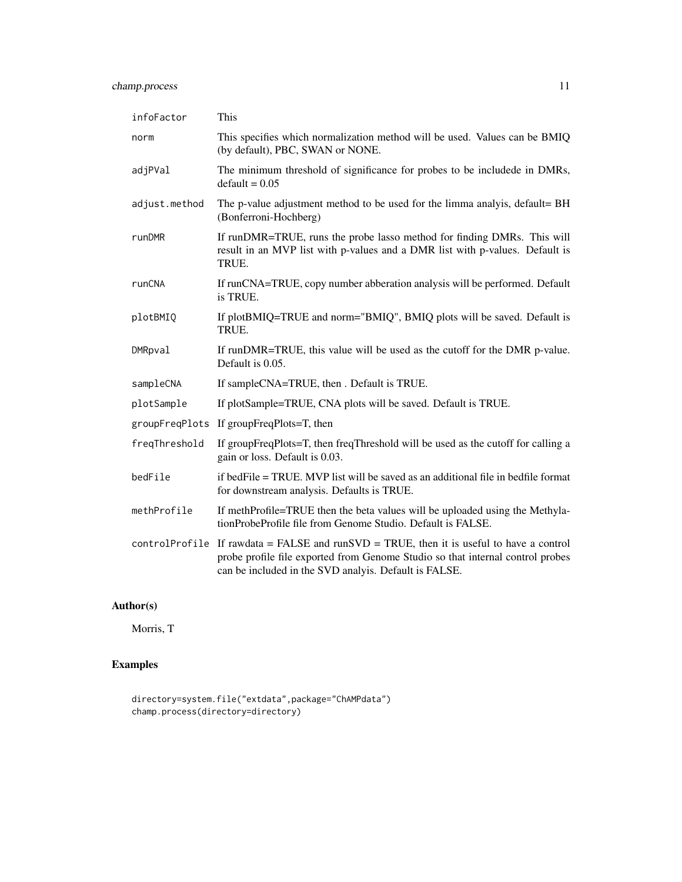| | |
|---|---|
| `infoFactor` | This |
| `norm` | This specifies which normalization method will be used. Values can be BMIQ (by default), PBC, SWAN or NONE. |
| `adjPVal` | The minimum threshold of significance for probes to be includede in DMRs, default = 0.05 |
| `adjust.method` | The p-value adjustment method to be used for the limma analyis, default= BH (Bonferroni-Hochberg) |
| `runDMR` | If runDMR=TRUE, runs the probe lasso method for finding DMRs. This will result in an MVP list with p-values and a DMR list with p-values. Default is TRUE. |
| `runCNA` | If runCNA=TRUE, copy number abberation analysis will be performed. Default is TRUE. |
| `plotBMIQ` | If plotBMIQ=TRUE and norm="BMIQ", BMIQ plots will be saved. Default is TRUE. |
| `DMRpval` | If runDMR=TRUE, this value will be used as the cutoff for the DMR p-value. Default is 0.05. |
| `sampleCNA` | If sampleCNA=TRUE, then . Default is TRUE. |
| `plotSample` | If plotSample=TRUE, CNA plots will be saved. Default is TRUE. |
| `groupFreqPlots` | If groupFreqPlots=T, then |
| `freqThreshold` | If groupFreqPlots=T, then freqThreshold will be used as the cutoff for calling a gain or loss. Default is 0.03. |
| `bedFile` | if bedFile = TRUE. MVP list will be saved as an additional file in bedfile format for downstream analysis. Defaults is TRUE. |
| `methProfile` | If methProfile=TRUE then the beta values will be uploaded using the MethylationProbeProfile file from Genome Studio. Default is FALSE. |
| `controlProfile` | If rawdata = FALSE and runSVD = TRUE, then it is useful to have a control probe profile file exported from Genome Studio so that internal control probes can be included in the SVD analyis. Default is FALSE. |

## Author(s)

Morris, T

## Examples

```
directory=system.file("extdata",package="ChAMPdata")
champ.process(directory=directory)
```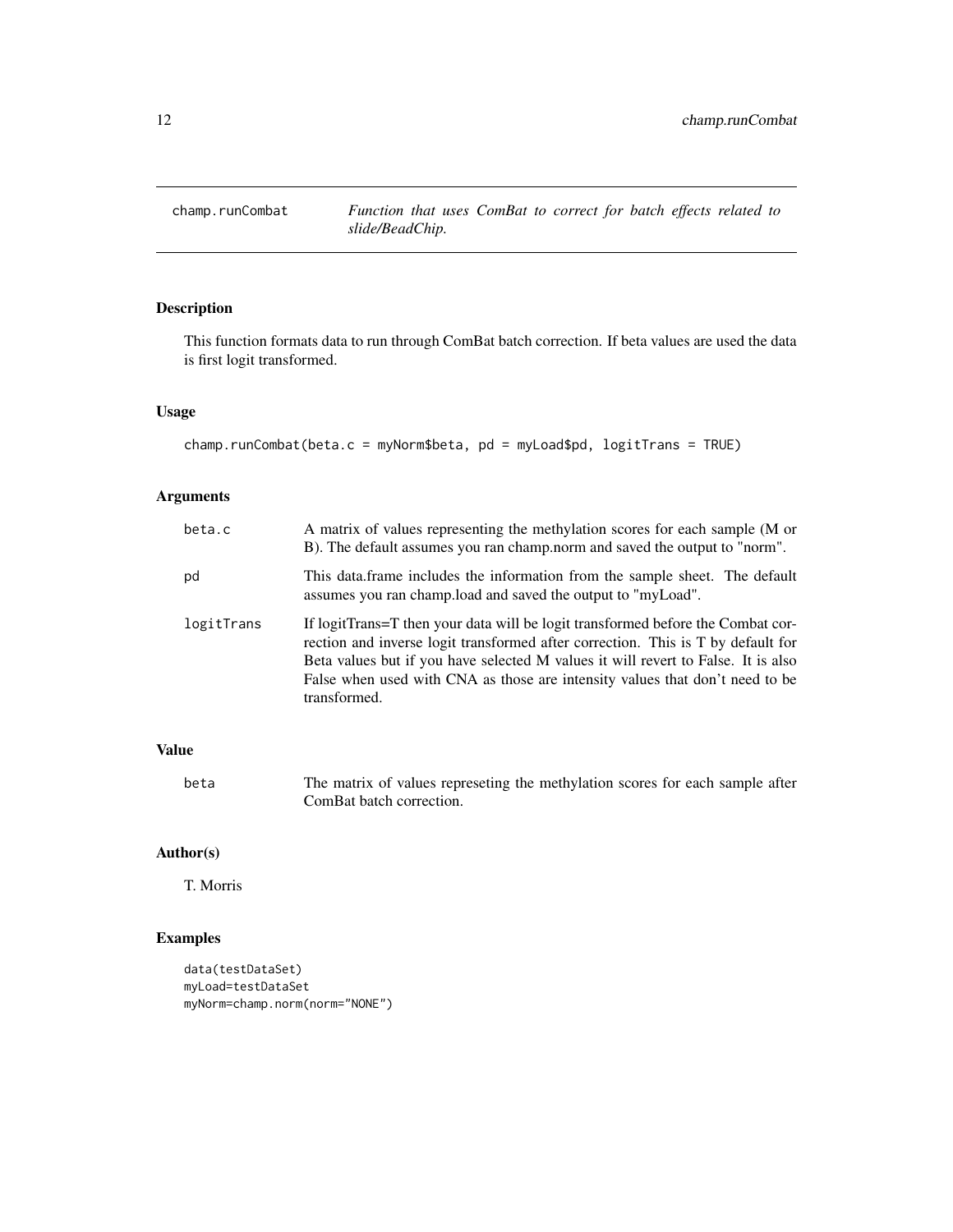## champ.runCombat — *Function that uses ComBat to correct for batch effects related to slide/BeadChip.*

### Description

This function formats data to run through ComBat batch correction. If beta values are used the data is first logit transformed.

### Usage

```
champ.runCombat(beta.c = myNorm$beta, pd = myLoad$pd, logitTrans = TRUE)
```

### Arguments

| | |
|---|---|
| beta.c | A matrix of values representing the methylation scores for each sample (M or B). The default assumes you ran champ.norm and saved the output to "norm". |
| pd | This data.frame includes the information from the sample sheet. The default assumes you ran champ.load and saved the output to "myLoad". |
| logitTrans | If logitTrans=T then your data will be logit transformed before the Combat correction and inverse logit transformed after correction. This is T by default for Beta values but if you have selected M values it will revert to False. It is also False when used with CNA as those are intensity values that don't need to be transformed. |

### Value

| | |
|---|---|
| beta | The matrix of values represeting the methylation scores for each sample after ComBat batch correction. |

### Author(s)

T. Morris

### Examples

```
data(testDataSet)
myLoad=testDataSet
myNorm=champ.norm(norm="NONE")
```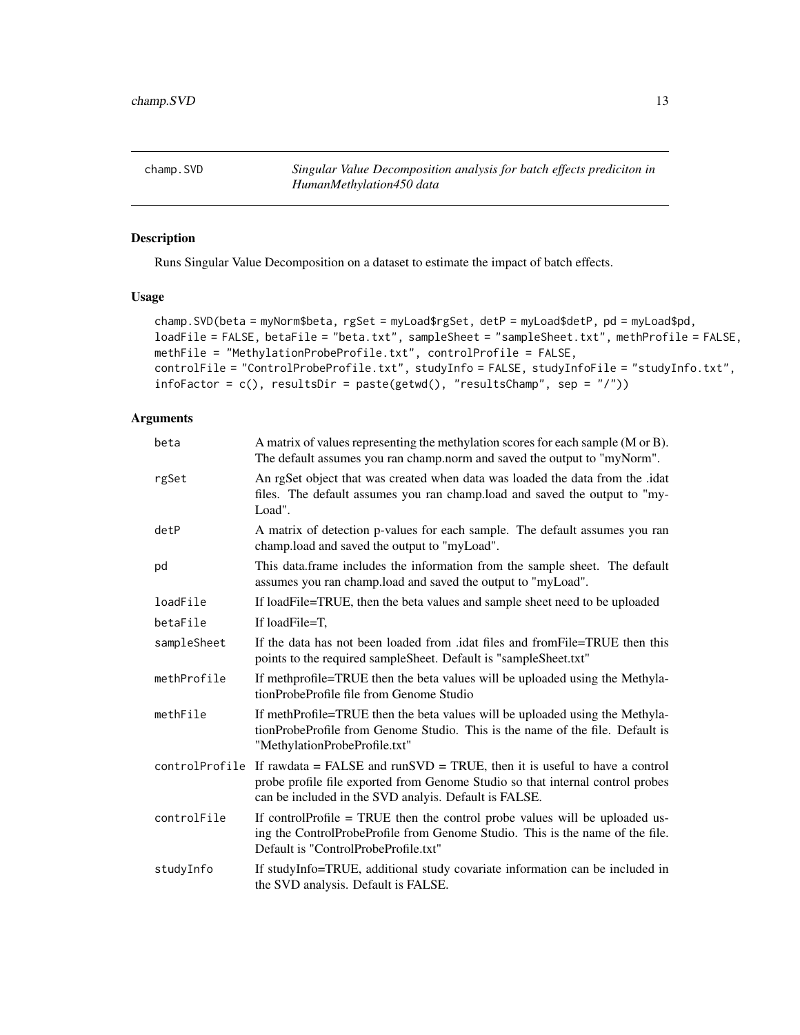champ.SVD — *Singular Value Decomposition analysis for batch effects prediciton in HumanMethylation450 data*

## Description

Runs Singular Value Decomposition on a dataset to estimate the impact of batch effects.

## Usage

```
champ.SVD(beta = myNorm$beta, rgSet = myLoad$rgSet, detP = myLoad$detP, pd = myLoad$pd,
loadFile = FALSE, betaFile = "beta.txt", sampleSheet = "sampleSheet.txt", methProfile = FALSE,
methFile = "MethylationProbeProfile.txt", controlProfile = FALSE,
controlFile = "ControlProbeProfile.txt", studyInfo = FALSE, studyInfoFile = "studyInfo.txt",
infoFactor = c(), resultsDir = paste(getwd(), "resultsChamp", sep = "/"))
```

## Arguments

| | |
|---|---|
| beta | A matrix of values representing the methylation scores for each sample (M or B). The default assumes you ran champ.norm and saved the output to "myNorm". |
| rgSet | An rgSet object that was created when data was loaded the data from the .idat files. The default assumes you ran champ.load and saved the output to "myLoad". |
| detP | A matrix of detection p-values for each sample. The default assumes you ran champ.load and saved the output to "myLoad". |
| pd | This data.frame includes the information from the sample sheet. The default assumes you ran champ.load and saved the output to "myLoad". |
| loadFile | If loadFile=TRUE, then the beta values and sample sheet need to be uploaded |
| betaFile | If loadFile=T, |
| sampleSheet | If the data has not been loaded from .idat files and fromFile=TRUE then this points to the required sampleSheet. Default is "sampleSheet.txt" |
| methProfile | If methprofile=TRUE then the beta values will be uploaded using the MethylationProbeProfile file from Genome Studio |
| methFile | If methProfile=TRUE then the beta values will be uploaded using the MethylationProbeProfile from Genome Studio. This is the name of the file. Default is "MethylationProbeProfile.txt" |
| controlProfile | If rawdata = FALSE and runSVD = TRUE, then it is useful to have a control probe profile file exported from Genome Studio so that internal control probes can be included in the SVD analyis. Default is FALSE. |
| controlFile | If controlProfile = TRUE then the control probe values will be uploaded using the ControlProbeProfile from Genome Studio. This is the name of the file. Default is "ControlProbeProfile.txt" |
| studyInfo | If studyInfo=TRUE, additional study covariate information can be included in the SVD analysis. Default is FALSE. |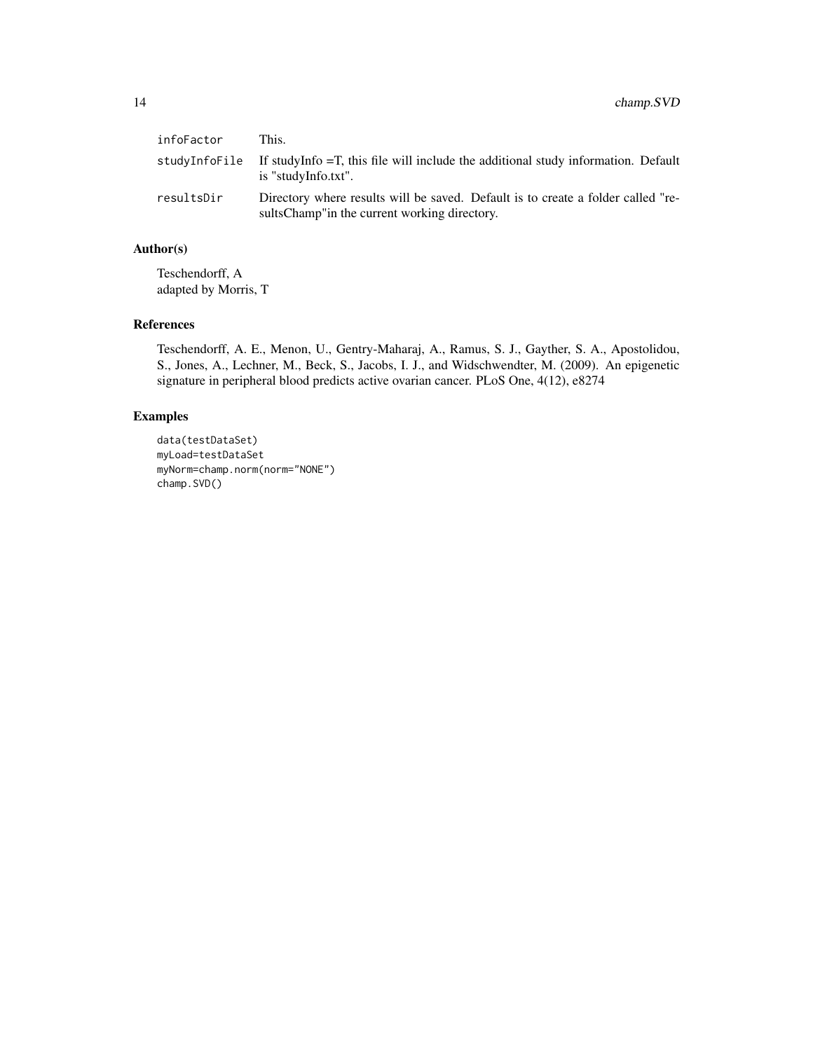| | |
|---|---|
| infoFactor | This. |
| studyInfoFile | If studyInfo =T, this file will include the additional study information. Default is "studyInfo.txt". |
| resultsDir | Directory where results will be saved. Default is to create a folder called "resultsChamp"in the current working directory. |

## Author(s)

Teschendorff, A
adapted by Morris, T

## References

Teschendorff, A. E., Menon, U., Gentry-Maharaj, A., Ramus, S. J., Gayther, S. A., Apostolidou, S., Jones, A., Lechner, M., Beck, S., Jacobs, I. J., and Widschwendter, M. (2009). An epigenetic signature in peripheral blood predicts active ovarian cancer. PLoS One, 4(12), e8274

## Examples

```
data(testDataSet)
myLoad=testDataSet
myNorm=champ.norm(norm="NONE")
champ.SVD()
```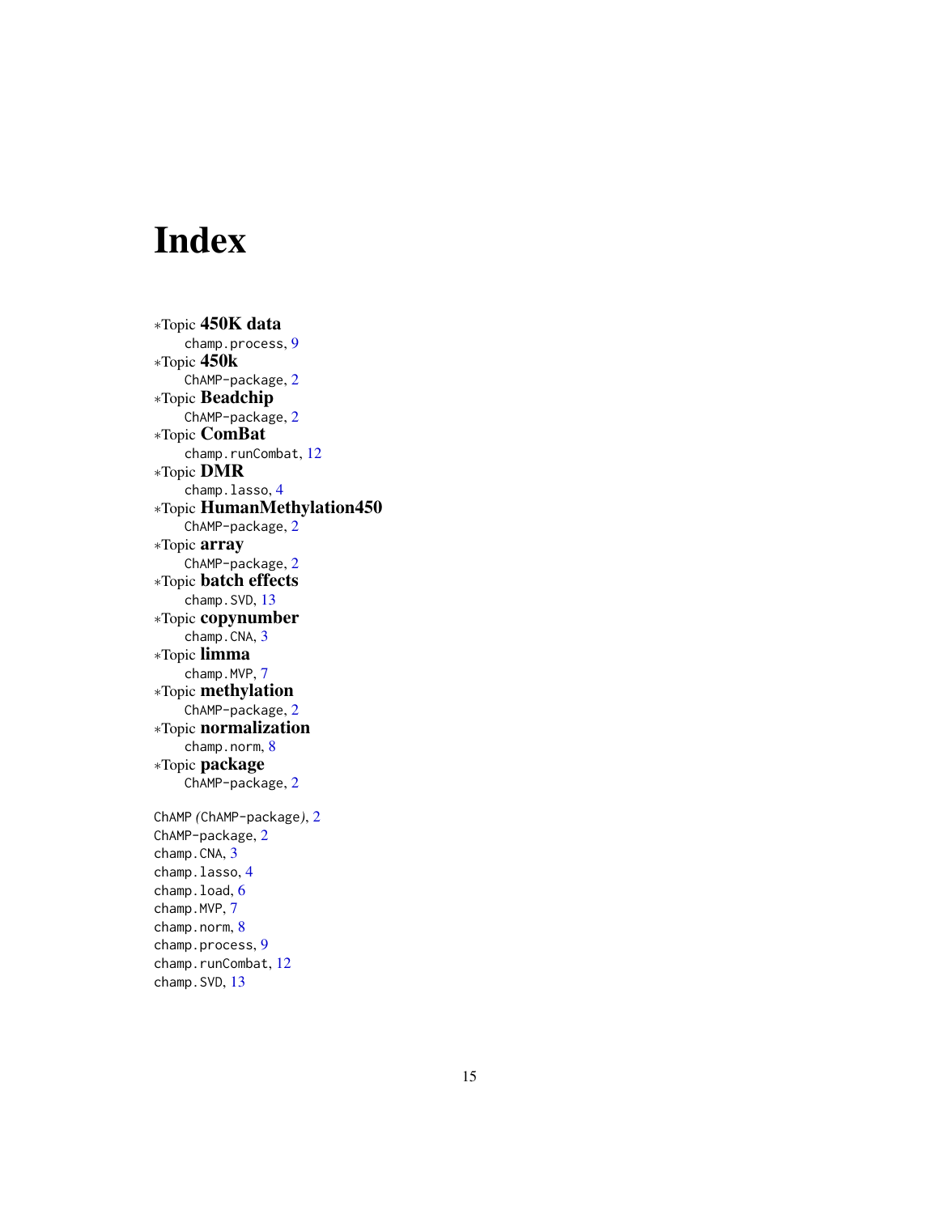# Index

*Topic **450K data**
  champ.process, 9
*Topic **450k**
  ChAMP-package, 2
*Topic **Beadchip**
  ChAMP-package, 2
*Topic **ComBat**
  champ.runCombat, 12
*Topic **DMR**
  champ.lasso, 4
*Topic **HumanMethylation450**
  ChAMP-package, 2
*Topic **array**
  ChAMP-package, 2
*Topic **batch effects**
  champ.SVD, 13
*Topic **copynumber**
  champ.CNA, 3
*Topic **limma**
  champ.MVP, 7
*Topic **methylation**
  ChAMP-package, 2
*Topic **normalization**
  champ.norm, 8
*Topic **package**
  ChAMP-package, 2

ChAMP *(*ChAMP-package*)*, 2
ChAMP-package, 2
champ.CNA, 3
champ.lasso, 4
champ.load, 6
champ.MVP, 7
champ.norm, 8
champ.process, 9
champ.runCombat, 12
champ.SVD, 13